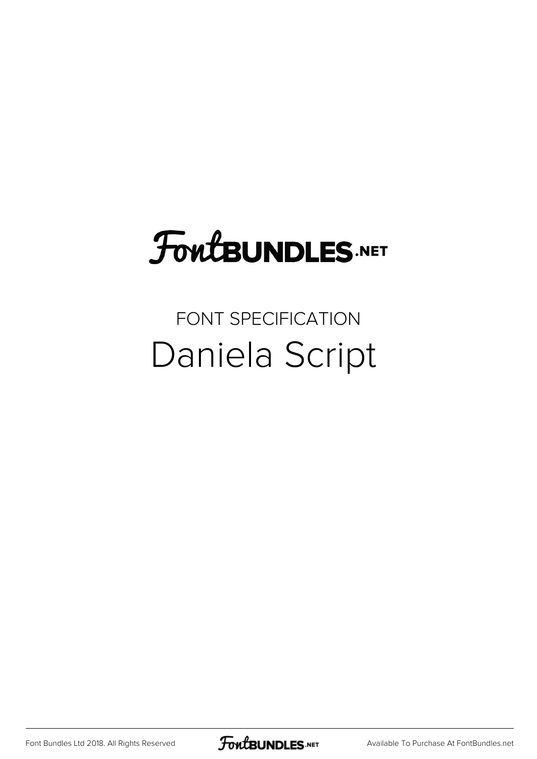FontBUNDLES.NET

FONT SPECIFICATION

# Daniela Script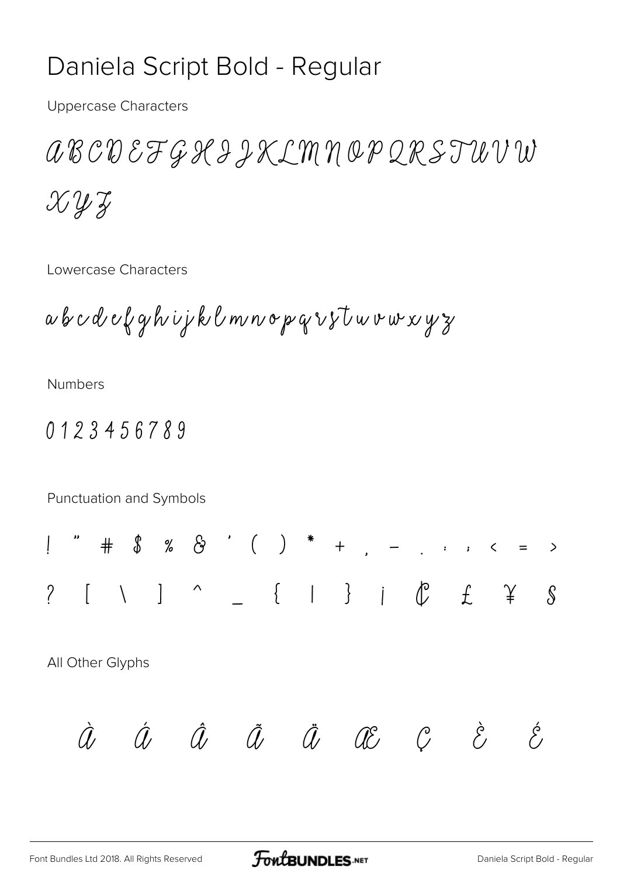# Daniela Script Bold - Regular

Uppercase Characters

A B C D E F G H I J K L M N O P Q R S T U V W X Y Z

Lowercase Characters

a b c d e f g h i j k l m n o p q r s t u v w x y z

Numbers

0 1 2 3 4 5 6 7 8 9

Punctuation and Symbols

! " # $ % & ' ( ) * + , - . : ; < = >

? [ \ ] ^ _ { | } ¡ ¢ £ ¥ §

All Other Glyphs

À Á Â Ã Ä Æ Ç È É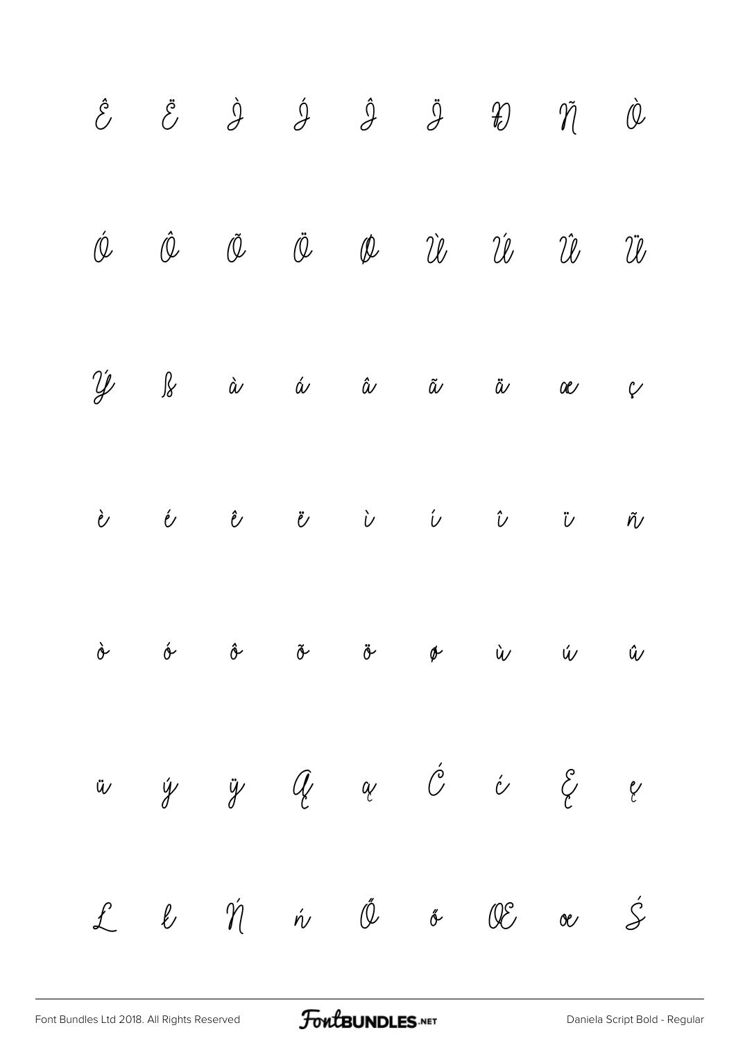Ê Ë Ì Í Î Ï Ð Ñ Ò

Ó Ô Õ Ö Ø Ù Ú Û Ü

Ý ß à á â ã ä æ ç

è é ê ë ì í î ï ñ

ò ó ô õ ö ø ù ú û

ü ý ÿ Ą ą Ć ć Ę ę

Ł ł Ń ń Ő ő Œ œ Ś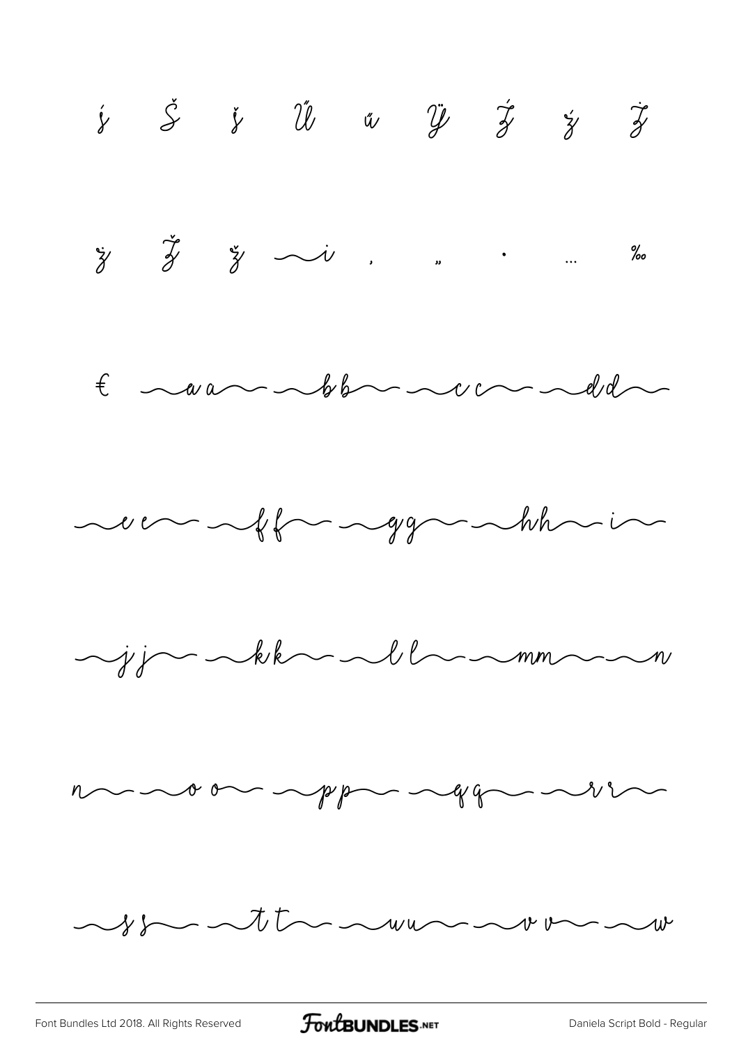ĵ Ŝ ŝ Ű ű Ÿ Ź ź Ż

ż Ž ž ~i , „ · … ‰

€ ~a a~ ~b b~ ~c c~ ~d d~

~e e~ ~f f~ ~g g~ ~h h~ i~

~j j~ ~k k~ ~l l~ ~m m~ ~n

n~ ~o o~ ~p p~ ~q q~ ~r r~

~s s~ ~t t~ ~u u~ ~v v~ ~w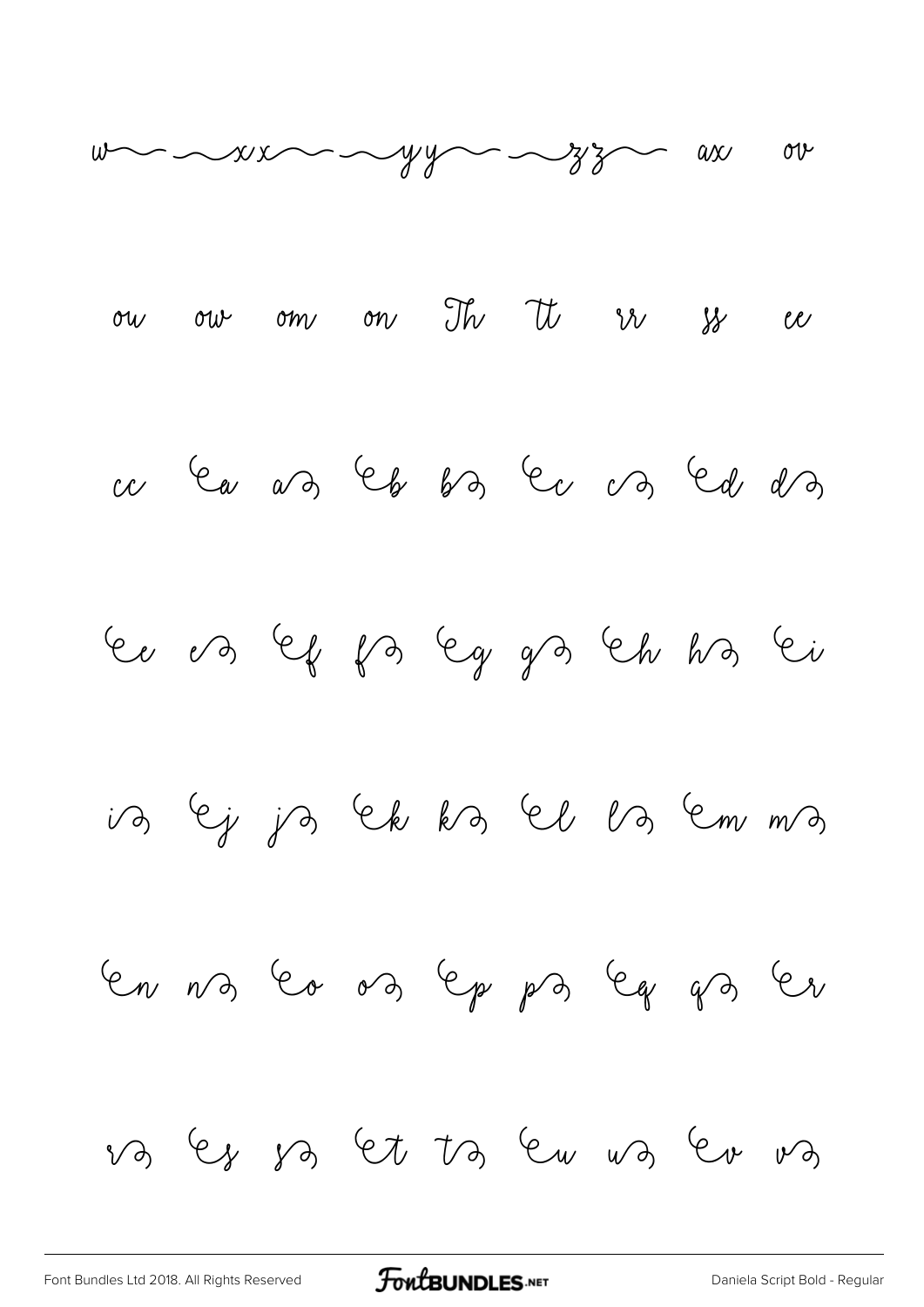w~ ~xx~ ~yy~ ~zz~ ax ov

ou ow om on Th Tt rr ss ee

cc ea a b b c c d d

e e f f g g h h i

i j j k k l l m m

n n o o p p q q r

r s s t t u u v v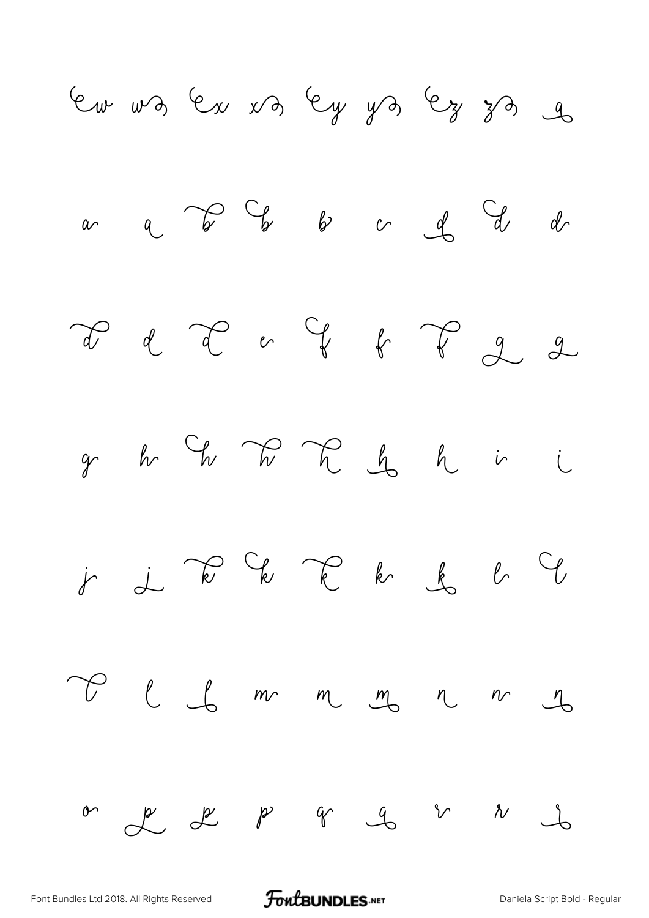ew wə ex xə ey yə ez zə a

a a b b b c d d d

d d d e f f f g g

g h h h h h h i i

j j k k k k k l l

l l l m m m n n n

o p p p q q r r r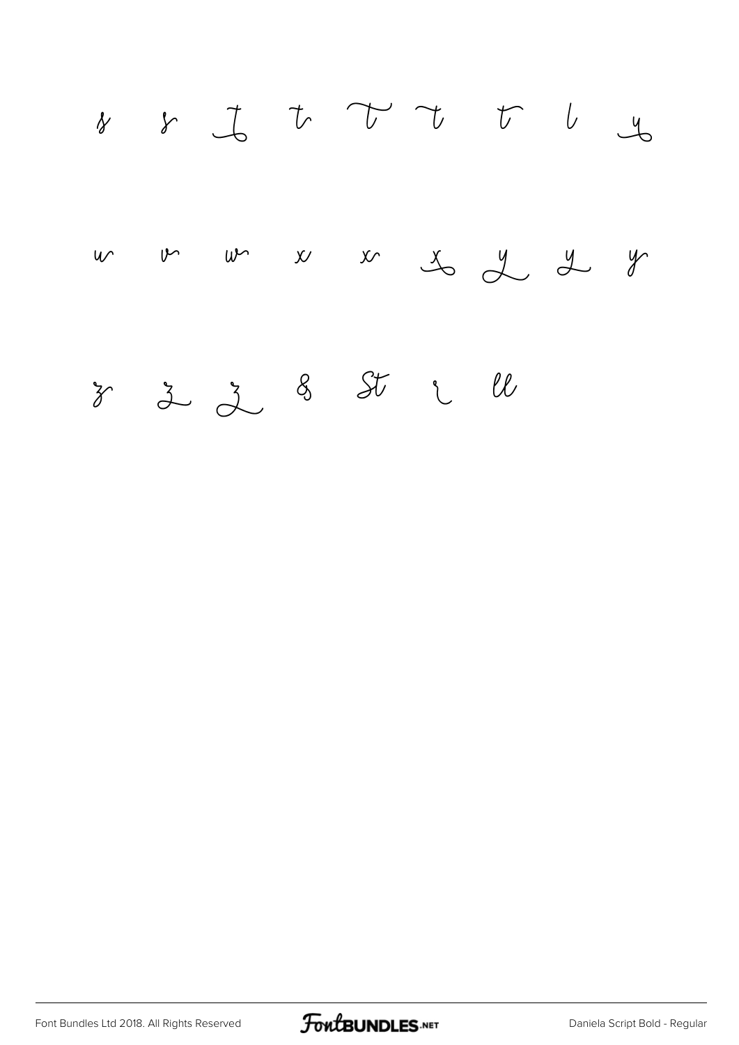s s t t t t t l y

w v w x x x y y y

z z z & St i ll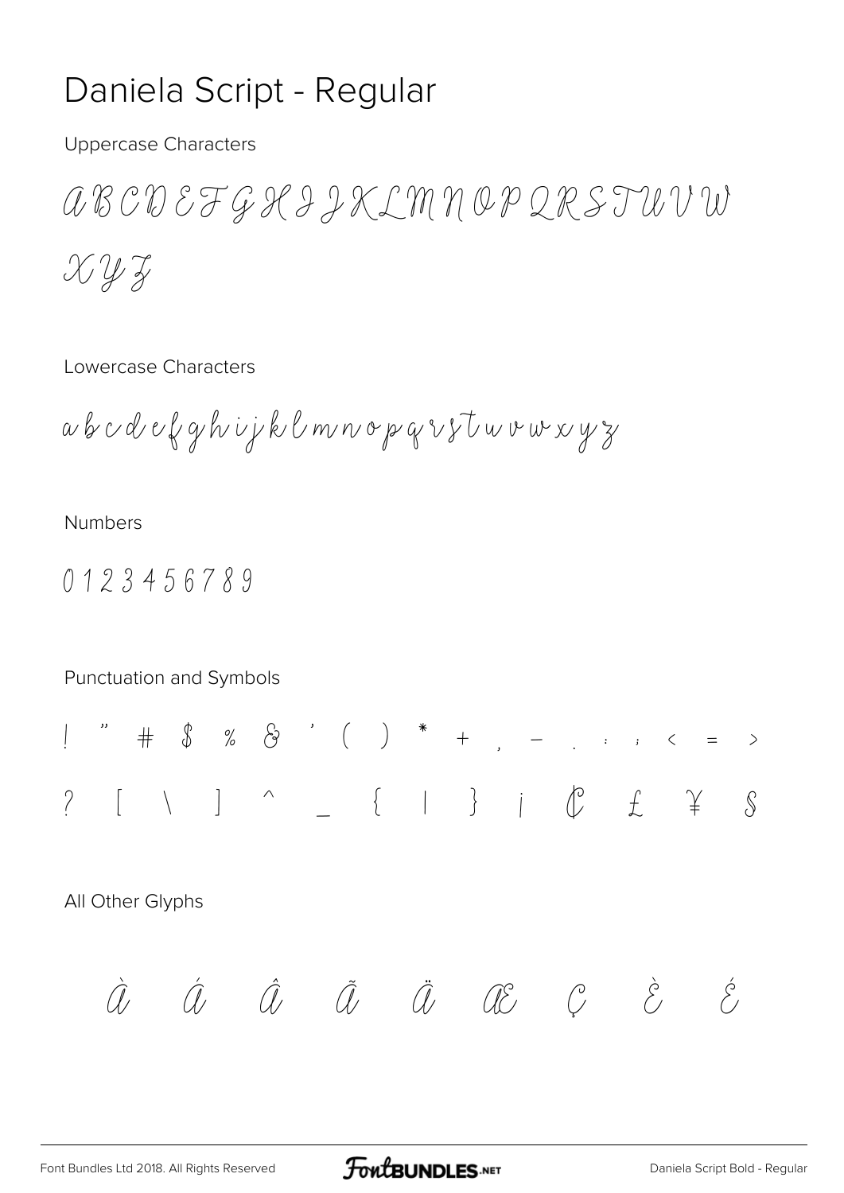# Daniela Script - Regular

Uppercase Characters

A B C D E F G H I J K L M N O P Q R S T U V W X Y Z

Lowercase Characters

a b c d e f g h i j k l m n o p q r s t u v w x y z

Numbers

0 1 2 3 4 5 6 7 8 9

Punctuation and Symbols

! " # $ % & ' ( ) * + , - . : ; < = >

? [ \ ] ^ _ { | } ¡ ¢ £ ¥ §

All Other Glyphs

À Á Â Ã Ä Æ Ç È É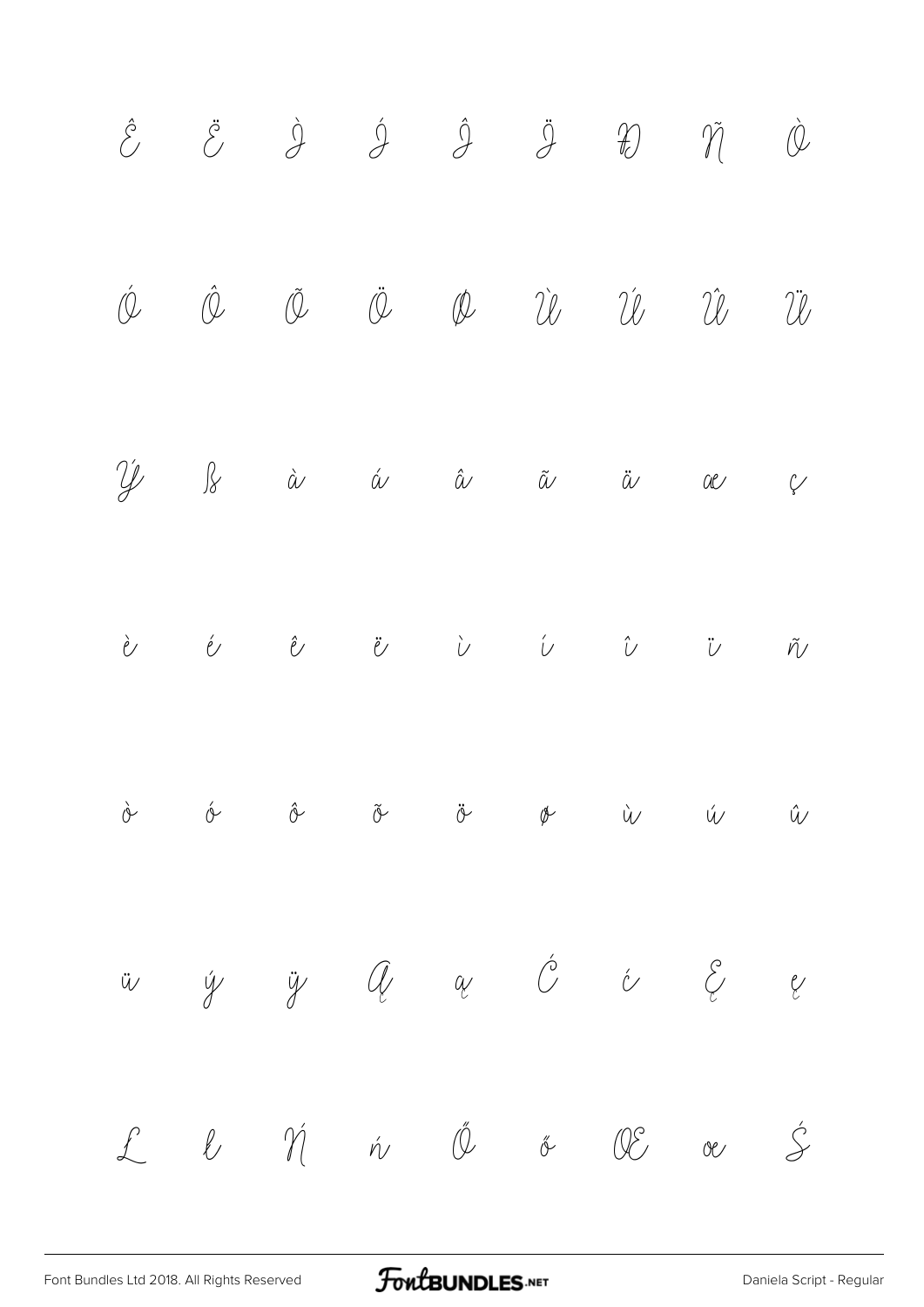Ê Ë Ì Í Î Ï Đ Ñ Ò

Ó Ô Õ Ö Ø Ù Ú Û Ü

Ý ß à á â ã ä æ ç

è é ê ë ì í î ï ñ

ò ó ô õ ö ø ù ú û

ü ý ÿ Ą ą Ć ć Ę ę

Ł ł Ń ń Ő ő Œ œ Ś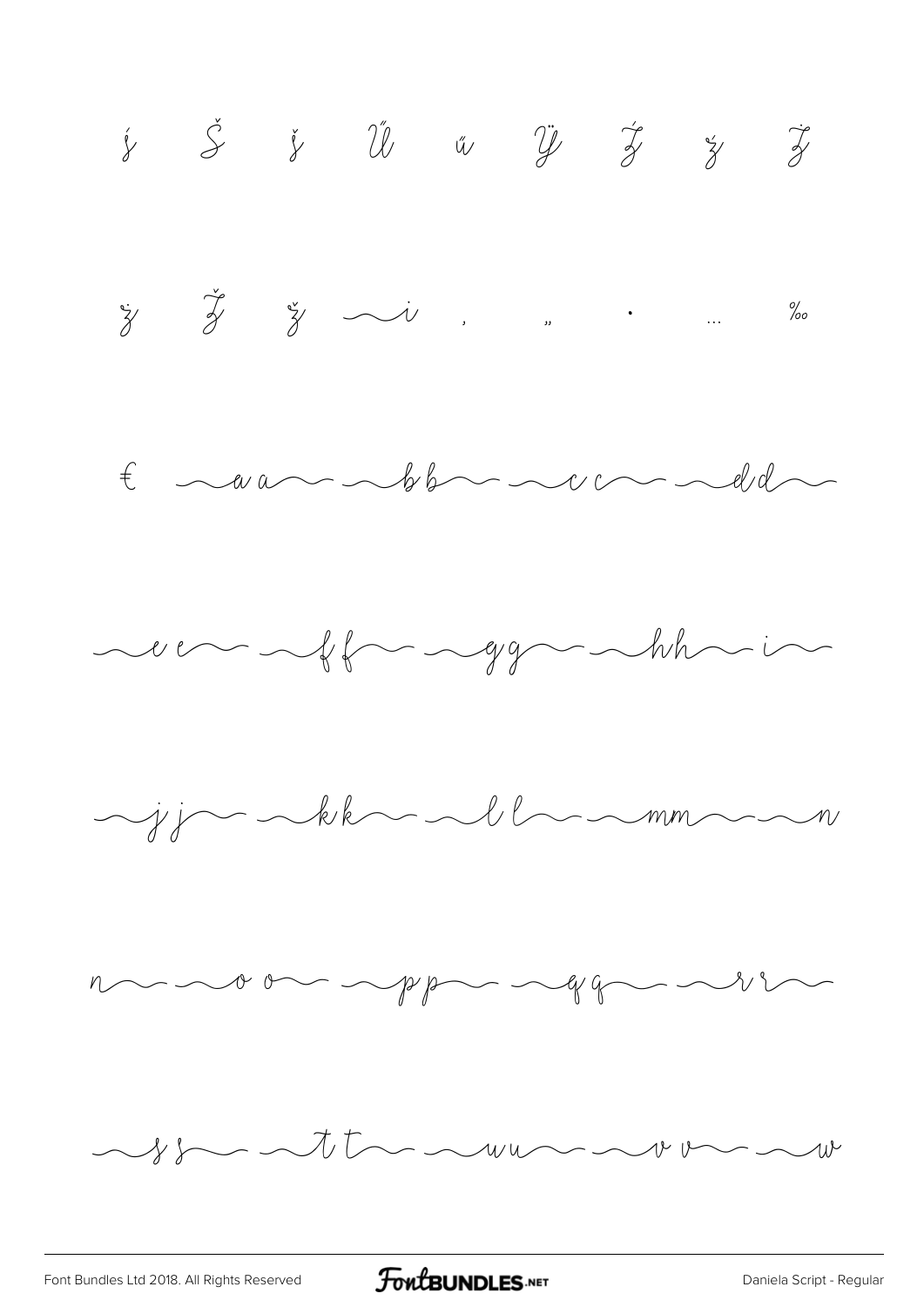ý Š š Ű ű Ÿ Ź ź Ż

ż Ž ž ~i , „ · … ‰

€ ~a a~ ~b b~ ~c c~ ~d d~

~e e~ ~f f~ ~g g~ ~h h~ i~

~j j~ ~k k~ ~l l~ ~m m~ ~n

n~ ~o o~ ~p p~ ~q q~ ~r r~

~s s~ ~t t~ ~u u~ ~v v~ ~w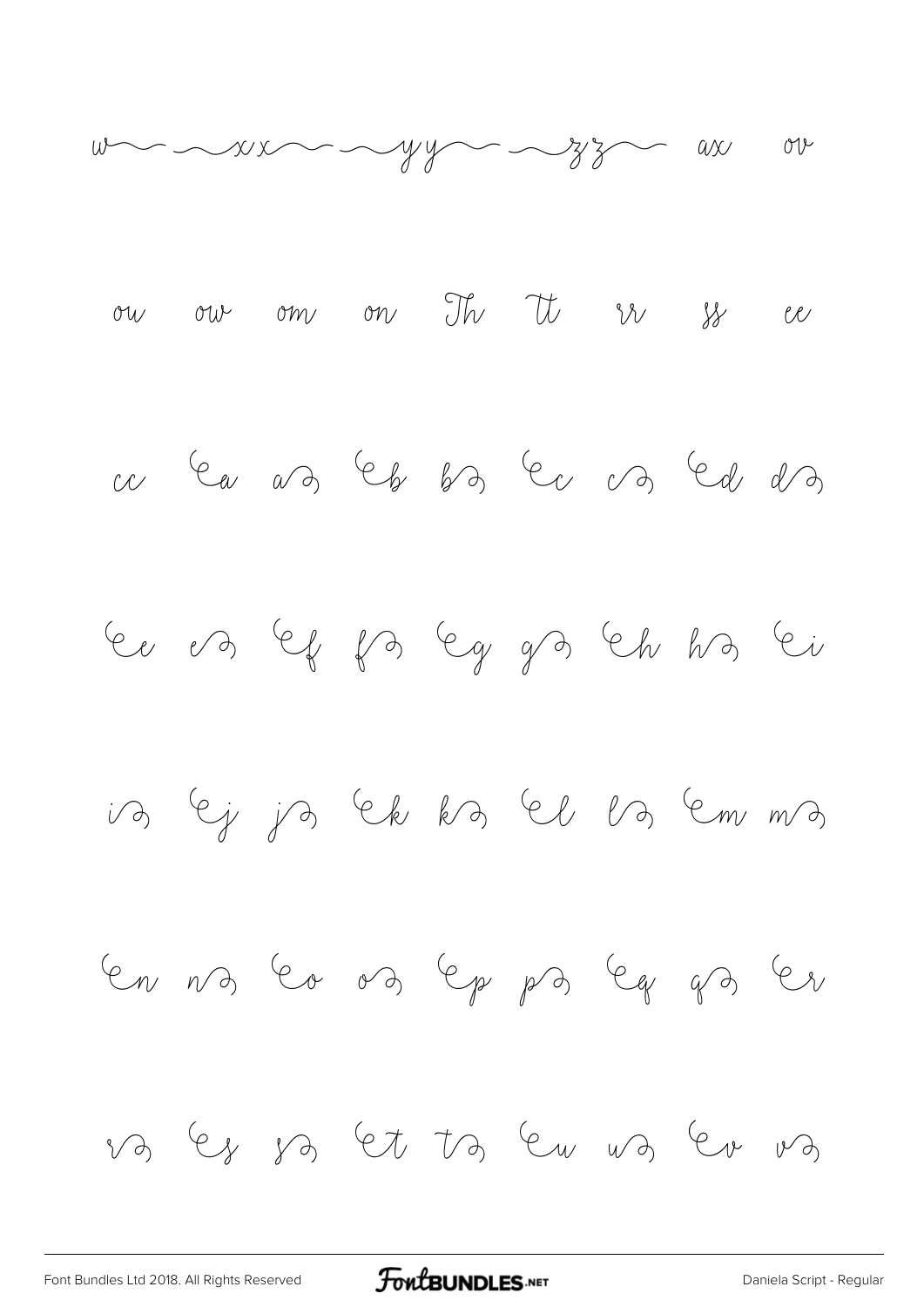w⁓ ⁓xx⁓ ⁓yy⁓ ⁓zz⁓ ax ov

ou ow om on Th tt rr ss ee

cc ea a eb b ec c ed d

ee e ef f eg g eh h ei

i ej j ek k el l em m

en n eo o ep p eq q er

r es s et t eu u ev v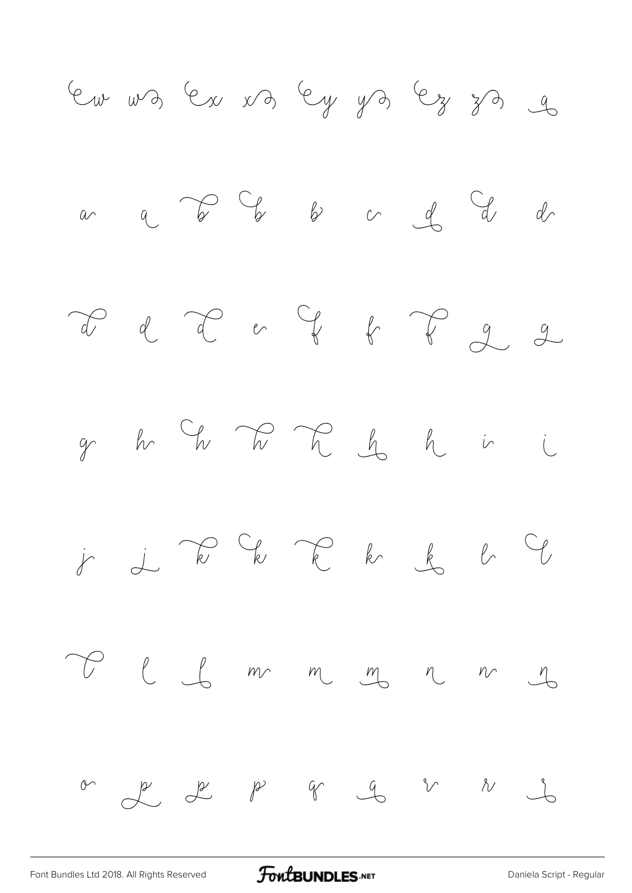ew wə ex xə ey yə ez zə a

a a b b b c d d d

d d d e f f f g g

g h h h h h h i i

j j k k k k k l l

l l l m m m n n n

o p p p q q r r r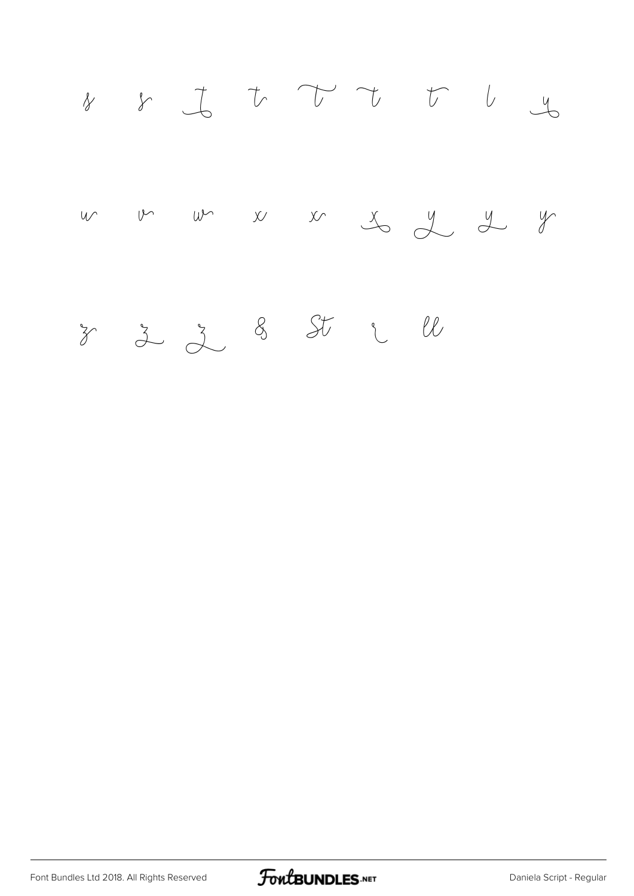s s t t t t t l y

w v w x x x y y y

z z z & St i ll